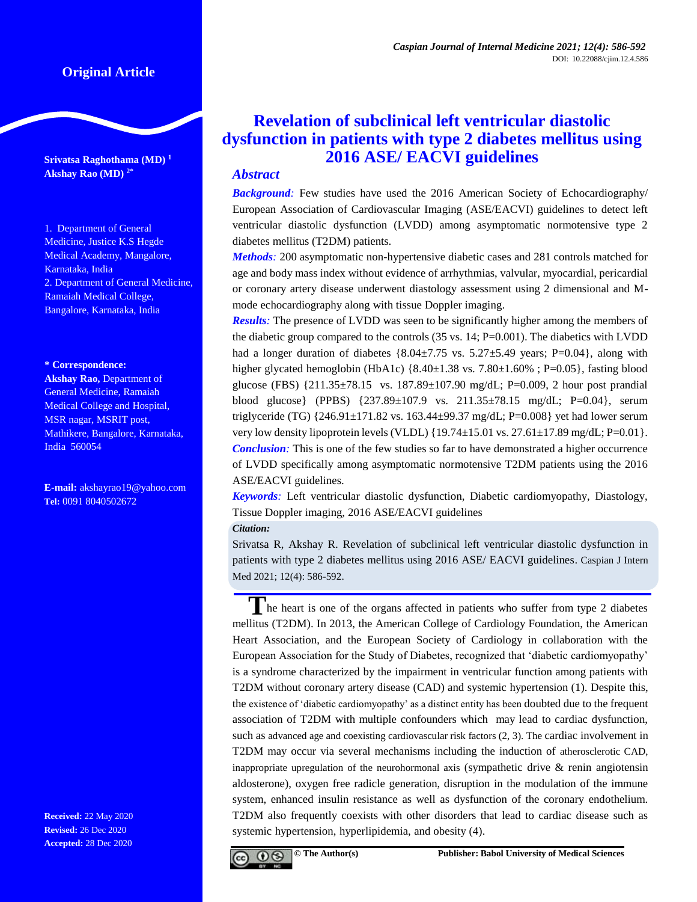**Original Article**

# Revelation of subclinical left ventricular diastolic dysfunction in patients with type 2 diabetes mellitus using 2016 ASE/ EACVI guidelines

**Srivatsa Raghothama (MD)** [1]
**Akshay Rao (MD)** [2*]

1. Department of General Medicine, Justice K.S Hegde Medical Academy, Mangalore, Karnataka, India
2. Department of General Medicine, Ramaiah Medical College, Bangalore, Karnataka, India

**\* Correspondence:**
**Akshay Rao,** Department of General Medicine, Ramaiah Medical College and Hospital, MSR nagar, MSRIT post, Mathikere, Bangalore, Karnataka, India 560054

**E-mail:** akshayrao19@yahoo.com
**Tel:** 0091 8040502672

**Received:** 22 May 2020
**Revised:** 26 Dec 2020
**Accepted:** 28 Dec 2020

## Abstract

***Background:*** Few studies have used the 2016 American Society of Echocardiography/ European Association of Cardiovascular Imaging (ASE/EACVI) guidelines to detect left ventricular diastolic dysfunction (LVDD) among asymptomatic normotensive type 2 diabetes mellitus (T2DM) patients.

***Methods:*** 200 asymptomatic non-hypertensive diabetic cases and 281 controls matched for age and body mass index without evidence of arrhythmias, valvular, myocardial, pericardial or coronary artery disease underwent diastology assessment using 2 dimensional and M-mode echocardiography along with tissue Doppler imaging.

***Results:*** The presence of LVDD was seen to be significantly higher among the members of the diabetic group compared to the controls (35 vs. 14; P=0.001). The diabetics with LVDD had a longer duration of diabetes {8.04±7.75 vs. 5.27±5.49 years; P=0.04}, along with higher glycated hemoglobin (HbA1c) {8.40±1.38 vs. 7.80±1.60% ; P=0.05}, fasting blood glucose (FBS) {211.35±78.15 vs. 187.89±107.90 mg/dL; P=0.009, 2 hour post prandial blood glucose} (PPBS) {237.89±107.9 vs. 211.35±78.15 mg/dL; P=0.04}, serum triglyceride (TG) {246.91±171.82 vs. 163.44±99.37 mg/dL; P=0.008} yet had lower serum very low density lipoprotein levels (VLDL) {19.74±15.01 vs. 27.61±17.89 mg/dL; P=0.01}.

***Conclusion:*** This is one of the few studies so far to have demonstrated a higher occurrence of LVDD specifically among asymptomatic normotensive T2DM patients using the 2016 ASE/EACVI guidelines.

***Keywords:*** Left ventricular diastolic dysfunction, Diabetic cardiomyopathy, Diastology, Tissue Doppler imaging, 2016 ASE/EACVI guidelines

***Citation:***
Srivatsa R, Akshay R. Revelation of subclinical left ventricular diastolic dysfunction in patients with type 2 diabetes mellitus using 2016 ASE/ EACVI guidelines. Caspian J Intern Med 2021; 12(4): 586-592.

The heart is one of the organs affected in patients who suffer from type 2 diabetes mellitus (T2DM). In 2013, the American College of Cardiology Foundation, the American Heart Association, and the European Society of Cardiology in collaboration with the European Association for the Study of Diabetes, recognized that 'diabetic cardiomyopathy' is a syndrome characterized by the impairment in ventricular function among patients with T2DM without coronary artery disease (CAD) and systemic hypertension (1). Despite this, the existence of 'diabetic cardiomyopathy' as a distinct entity has been doubted due to the frequent association of T2DM with multiple confounders which may lead to cardiac dysfunction, such as advanced age and coexisting cardiovascular risk factors (2, 3). The cardiac involvement in T2DM may occur via several mechanisms including the induction of atherosclerotic CAD, inappropriate upregulation of the neurohormonal axis (sympathetic drive & renin angiotensin aldosterone), oxygen free radicle generation, disruption in the modulation of the immune system, enhanced insulin resistance as well as dysfunction of the coronary endothelium. T2DM also frequently coexists with other disorders that lead to cardiac disease such as systemic hypertension, hyperlipidemia, and obesity (4).

© The Author(s) Publisher: Babol University of Medical Sciences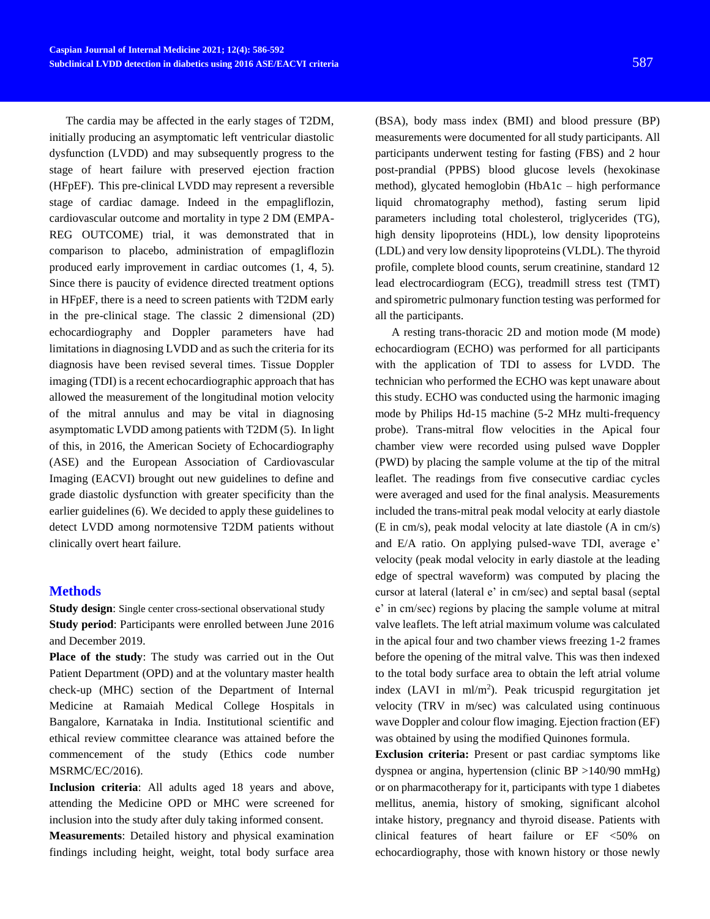The cardia may be affected in the early stages of T2DM, initially producing an asymptomatic left ventricular diastolic dysfunction (LVDD) and may subsequently progress to the stage of heart failure with preserved ejection fraction (HFpEF). This pre-clinical LVDD may represent a reversible stage of cardiac damage. Indeed in the empagliflozin, cardiovascular outcome and mortality in type 2 DM (EMPA-REG OUTCOME) trial, it was demonstrated that in comparison to placebo, administration of empagliflozin produced early improvement in cardiac outcomes (1, 4, 5). Since there is paucity of evidence directed treatment options in HFpEF, there is a need to screen patients with T2DM early in the pre-clinical stage. The classic 2 dimensional (2D) echocardiography and Doppler parameters have had limitations in diagnosing LVDD and as such the criteria for its diagnosis have been revised several times. Tissue Doppler imaging (TDI) is a recent echocardiographic approach that has allowed the measurement of the longitudinal motion velocity of the mitral annulus and may be vital in diagnosing asymptomatic LVDD among patients with T2DM (5). In light of this, in 2016, the American Society of Echocardiography (ASE) and the European Association of Cardiovascular Imaging (EACVI) brought out new guidelines to define and grade diastolic dysfunction with greater specificity than the earlier guidelines (6). We decided to apply these guidelines to detect LVDD among normotensive T2DM patients without clinically overt heart failure.

## Methods

**Study design**: Single center cross-sectional observational study

**Study period**: Participants were enrolled between June 2016 and December 2019.

**Place of the study**: The study was carried out in the Out Patient Department (OPD) and at the voluntary master health check-up (MHC) section of the Department of Internal Medicine at Ramaiah Medical College Hospitals in Bangalore, Karnataka in India. Institutional scientific and ethical review committee clearance was attained before the commencement of the study (Ethics code number MSRMC/EC/2016).

**Inclusion criteria**: All adults aged 18 years and above, attending the Medicine OPD or MHC were screened for inclusion into the study after duly taking informed consent.

**Measurements**: Detailed history and physical examination findings including height, weight, total body surface area (BSA), body mass index (BMI) and blood pressure (BP) measurements were documented for all study participants. All participants underwent testing for fasting (FBS) and 2 hour post-prandial (PPBS) blood glucose levels (hexokinase method), glycated hemoglobin (HbA1c – high performance liquid chromatography method), fasting serum lipid parameters including total cholesterol, triglycerides (TG), high density lipoproteins (HDL), low density lipoproteins (LDL) and very low density lipoproteins (VLDL). The thyroid profile, complete blood counts, serum creatinine, standard 12 lead electrocardiogram (ECG), treadmill stress test (TMT) and spirometric pulmonary function testing was performed for all the participants.

A resting trans-thoracic 2D and motion mode (M mode) echocardiogram (ECHO) was performed for all participants with the application of TDI to assess for LVDD. The technician who performed the ECHO was kept unaware about this study. ECHO was conducted using the harmonic imaging mode by Philips Hd-15 machine (5-2 MHz multi-frequency probe). Trans-mitral flow velocities in the Apical four chamber view were recorded using pulsed wave Doppler (PWD) by placing the sample volume at the tip of the mitral leaflet. The readings from five consecutive cardiac cycles were averaged and used for the final analysis. Measurements included the trans-mitral peak modal velocity at early diastole (E in cm/s), peak modal velocity at late diastole (A in cm/s) and E/A ratio. On applying pulsed-wave TDI, average e' velocity (peak modal velocity in early diastole at the leading edge of spectral waveform) was computed by placing the cursor at lateral (lateral e' in cm/sec) and septal basal (septal e' in cm/sec) regions by placing the sample volume at mitral valve leaflets. The left atrial maximum volume was calculated in the apical four and two chamber views freezing 1-2 frames before the opening of the mitral valve. This was then indexed to the total body surface area to obtain the left atrial volume index (LAVI in $ml/m^2$). Peak tricuspid regurgitation jet velocity (TRV in m/sec) was calculated using continuous wave Doppler and colour flow imaging. Ejection fraction (EF) was obtained by using the modified Quinones formula.

**Exclusion criteria:** Present or past cardiac symptoms like dyspnea or angina, hypertension (clinic BP >140/90 mmHg) or on pharmacotherapy for it, participants with type 1 diabetes mellitus, anemia, history of smoking, significant alcohol intake history, pregnancy and thyroid disease. Patients with clinical features of heart failure or EF <50% on echocardiography, those with known history or those newly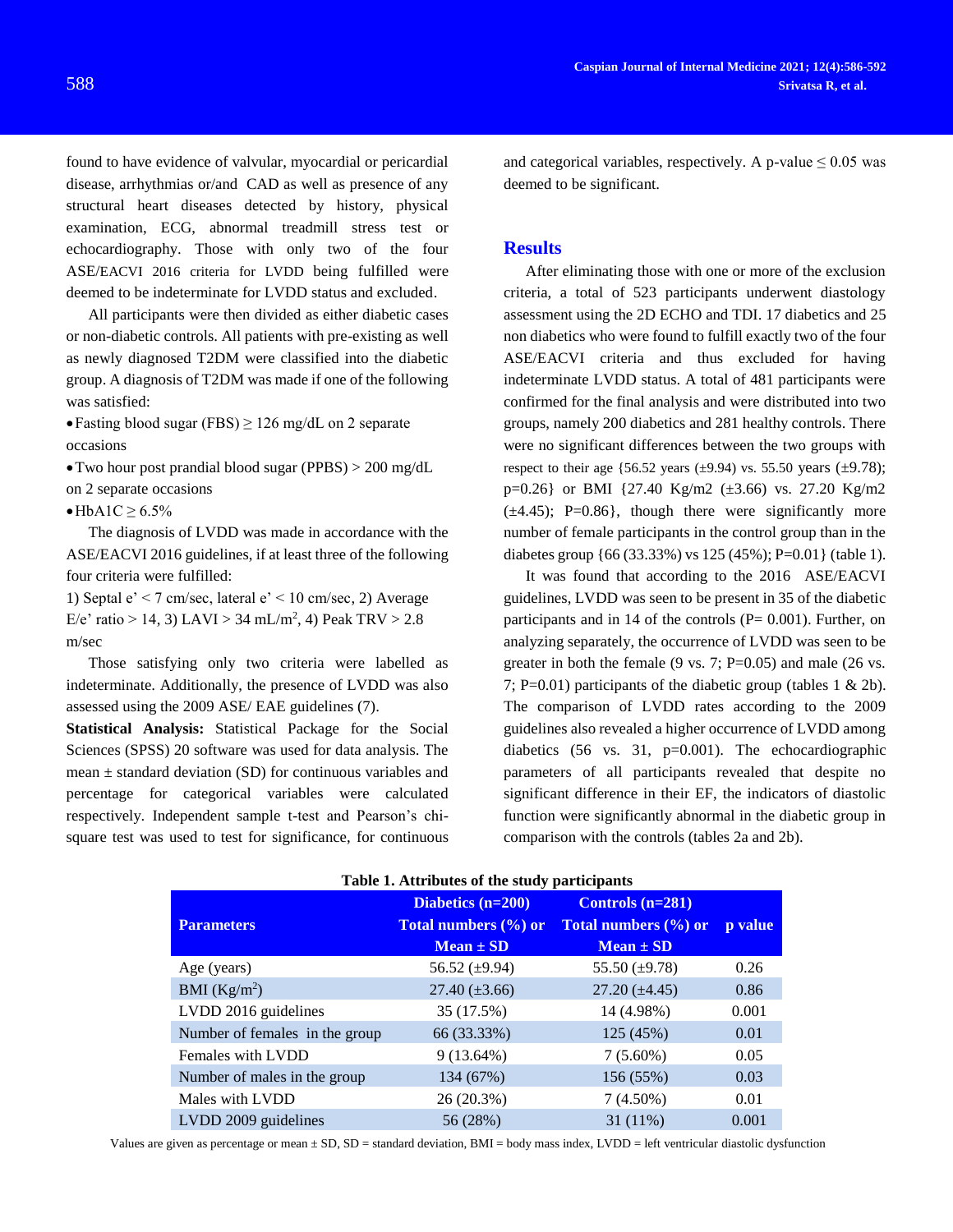found to have evidence of valvular, myocardial or pericardial disease, arrhythmias or/and CAD as well as presence of any structural heart diseases detected by history, physical examination, ECG, abnormal treadmill stress test or echocardiography. Those with only two of the four ASE/EACVI 2016 criteria for LVDD being fulfilled were deemed to be indeterminate for LVDD status and excluded.

All participants were then divided as either diabetic cases or non-diabetic controls. All patients with pre-existing as well as newly diagnosed T2DM were classified into the diabetic group. A diagnosis of T2DM was made if one of the following was satisfied:

- Fasting blood sugar (FBS) ≥ 126 mg/dL on 2 separate occasions
- Two hour post prandial blood sugar (PPBS) > 200 mg/dL on 2 separate occasions
- HbA1C ≥ 6.5%

The diagnosis of LVDD was made in accordance with the ASE/EACVI 2016 guidelines, if at least three of the following four criteria were fulfilled:

1) Septal e' < 7 cm/sec, lateral e' < 10 cm/sec, 2) Average E/e' ratio > 14, 3) LAVI > 34 mL/$m^2$, 4) Peak TRV > 2.8 m/sec

Those satisfying only two criteria were labelled as indeterminate. Additionally, the presence of LVDD was also assessed using the 2009 ASE/ EAE guidelines (7).

**Statistical Analysis:** Statistical Package for the Social Sciences (SPSS) 20 software was used for data analysis. The mean ± standard deviation (SD) for continuous variables and percentage for categorical variables were calculated respectively. Independent sample t-test and Pearson's chi-square test was used to test for significance, for continuous and categorical variables, respectively. A p-value ≤ 0.05 was deemed to be significant.

## Results

After eliminating those with one or more of the exclusion criteria, a total of 523 participants underwent diastology assessment using the 2D ECHO and TDI. 17 diabetics and 25 non diabetics who were found to fulfill exactly two of the four ASE/EACVI criteria and thus excluded for having indeterminate LVDD status. A total of 481 participants were confirmed for the final analysis and were distributed into two groups, namely 200 diabetics and 281 healthy controls. There were no significant differences between the two groups with respect to their age {56.52 years (±9.94) vs. 55.50 years (±9.78); p=0.26} or BMI {27.40 Kg/m2 (±3.66) vs. 27.20 Kg/m2 (±4.45); P=0.86}, though there were significantly more number of female participants in the control group than in the diabetes group {66 (33.33%) vs 125 (45%); P=0.01} (table 1).

It was found that according to the 2016 ASE/EACVI guidelines, LVDD was seen to be present in 35 of the diabetic participants and in 14 of the controls (P= 0.001). Further, on analyzing separately, the occurrence of LVDD was seen to be greater in both the female (9 vs. 7; P=0.05) and male (26 vs. 7; P=0.01) participants of the diabetic group (tables 1 & 2b). The comparison of LVDD rates according to the 2009 guidelines also revealed a higher occurrence of LVDD among diabetics (56 vs. 31, p=0.001). The echocardiographic parameters of all participants revealed that despite no significant difference in their EF, the indicators of diastolic function were significantly abnormal in the diabetic group in comparison with the controls (tables 2a and 2b).

**Table 1. Attributes of the study participants**

| Parameters | Diabetics (n=200) Total numbers (%) or Mean ± SD | Controls (n=281) Total numbers (%) or Mean ± SD | p value |
|---|---|---|---|
| Age (years) | 56.52 (±9.94) | 55.50 (±9.78) | 0.26 |
| BMI (Kg/$m^2$) | 27.40 (±3.66) | 27.20 (±4.45) | 0.86 |
| LVDD 2016 guidelines | 35 (17.5%) | 14 (4.98%) | 0.001 |
| Number of females in the group | 66 (33.33%) | 125 (45%) | 0.01 |
| Females with LVDD | 9 (13.64%) | 7 (5.60%) | 0.05 |
| Number of males in the group | 134 (67%) | 156 (55%) | 0.03 |
| Males with LVDD | 26 (20.3%) | 7 (4.50%) | 0.01 |
| LVDD 2009 guidelines | 56 (28%) | 31 (11%) | 0.001 |

Values are given as percentage or mean ± SD, SD = standard deviation, BMI = body mass index, LVDD = left ventricular diastolic dysfunction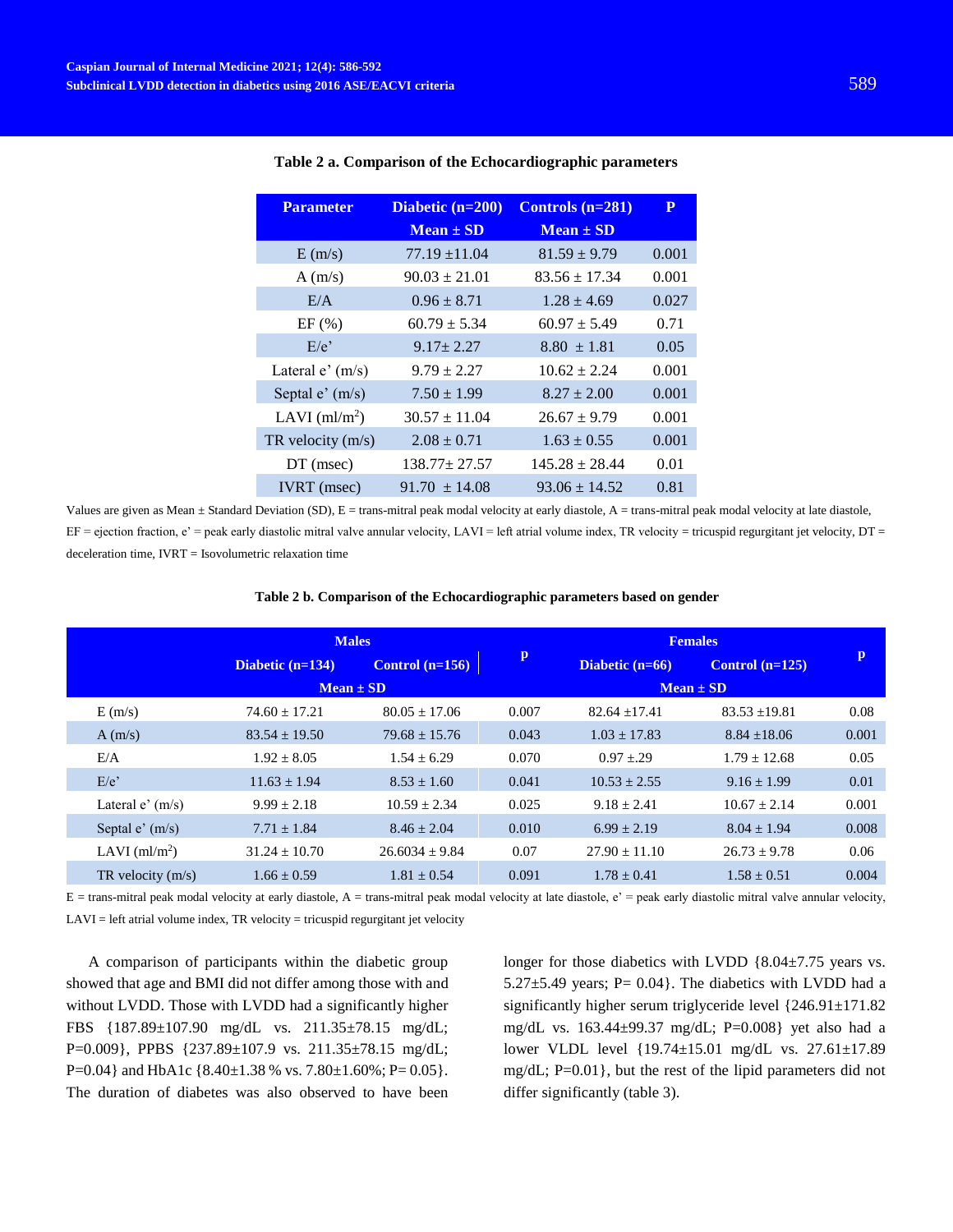**Table 2 a. Comparison of the Echocardiographic parameters**

| Parameter | Diabetic (n=200) Mean ± SD | Controls (n=281) Mean ± SD | P |
|---|---|---|---|
| E (m/s) | 77.19 ±11.04 | 81.59 ± 9.79 | 0.001 |
| A (m/s) | 90.03 ± 21.01 | 83.56 ± 17.34 | 0.001 |
| E/A | 0.96 ± 8.71 | 1.28 ± 4.69 | 0.027 |
| EF (%) | 60.79 ± 5.34 | 60.97 ± 5.49 | 0.71 |
| E/e' | 9.17± 2.27 | 8.80 ± 1.81 | 0.05 |
| Lateral e' (m/s) | 9.79 ± 2.27 | 10.62 ± 2.24 | 0.001 |
| Septal e' (m/s) | 7.50 ± 1.99 | 8.27 ± 2.00 | 0.001 |
| LAVI (ml/m²) | 30.57 ± 11.04 | 26.67 ± 9.79 | 0.001 |
| TR velocity (m/s) | 2.08 ± 0.71 | 1.63 ± 0.55 | 0.001 |
| DT (msec) | 138.77± 27.57 | 145.28 ± 28.44 | 0.01 |
| IVRT (msec) | 91.70 ± 14.08 | 93.06 ± 14.52 | 0.81 |

Values are given as Mean ± Standard Deviation (SD), E = trans-mitral peak modal velocity at early diastole, A = trans-mitral peak modal velocity at late diastole, EF = ejection fraction, e' = peak early diastolic mitral valve annular velocity, LAVI = left atrial volume index, TR velocity = tricuspid regurgitant jet velocity, DT = deceleration time, IVRT = Isovolumetric relaxation time

**Table 2 b. Comparison of the Echocardiographic parameters based on gender**

| | Males | | p | Females | | p |
|---|---|---|---|---|---|---|
| | Diabetic (n=134) | Control (n=156) | | Diabetic (n=66) | Control (n=125) | |
| | Mean ± SD | | | Mean ± SD | | |
| E (m/s) | 74.60 ± 17.21 | 80.05 ± 17.06 | 0.007 | 82.64 ±17.41 | 83.53 ±19.81 | 0.08 |
| A (m/s) | 83.54 ± 19.50 | 79.68 ± 15.76 | 0.043 | 1.03 ± 17.83 | 8.84 ±18.06 | 0.001 |
| E/A | 1.92 ± 8.05 | 1.54 ± 6.29 | 0.070 | 0.97 ±.29 | 1.79 ± 12.68 | 0.05 |
| E/e' | 11.63 ± 1.94 | 8.53 ± 1.60 | 0.041 | 10.53 ± 2.55 | 9.16 ± 1.99 | 0.01 |
| Lateral e' (m/s) | 9.99 ± 2.18 | 10.59 ± 2.34 | 0.025 | 9.18 ± 2.41 | 10.67 ± 2.14 | 0.001 |
| Septal e' (m/s) | 7.71 ± 1.84 | 8.46 ± 2.04 | 0.010 | 6.99 ± 2.19 | 8.04 ± 1.94 | 0.008 |
| LAVI (ml/m²) | 31.24 ± 10.70 | 26.6034 ± 9.84 | 0.07 | 27.90 ± 11.10 | 26.73 ± 9.78 | 0.06 |
| TR velocity (m/s) | 1.66 ± 0.59 | 1.81 ± 0.54 | 0.091 | 1.78 ± 0.41 | 1.58 ± 0.51 | 0.004 |

E = trans-mitral peak modal velocity at early diastole, A = trans-mitral peak modal velocity at late diastole, e' = peak early diastolic mitral valve annular velocity, LAVI = left atrial volume index, TR velocity = tricuspid regurgitant jet velocity

A comparison of participants within the diabetic group showed that age and BMI did not differ among those with and without LVDD. Those with LVDD had a significantly higher FBS {187.89±107.90 mg/dL vs. 211.35±78.15 mg/dL; P=0.009}, PPBS {237.89±107.9 vs. 211.35±78.15 mg/dL; P=0.04} and HbA1c {8.40±1.38 % vs. 7.80±1.60%; P= 0.05}. The duration of diabetes was also observed to have been longer for those diabetics with LVDD {8.04±7.75 years vs. 5.27±5.49 years; P= 0.04}. The diabetics with LVDD had a significantly higher serum triglyceride level {246.91±171.82 mg/dL vs. 163.44±99.37 mg/dL; P=0.008} yet also had a lower VLDL level {19.74±15.01 mg/dL vs. 27.61±17.89 mg/dL; P=0.01}, but the rest of the lipid parameters did not differ significantly (table 3).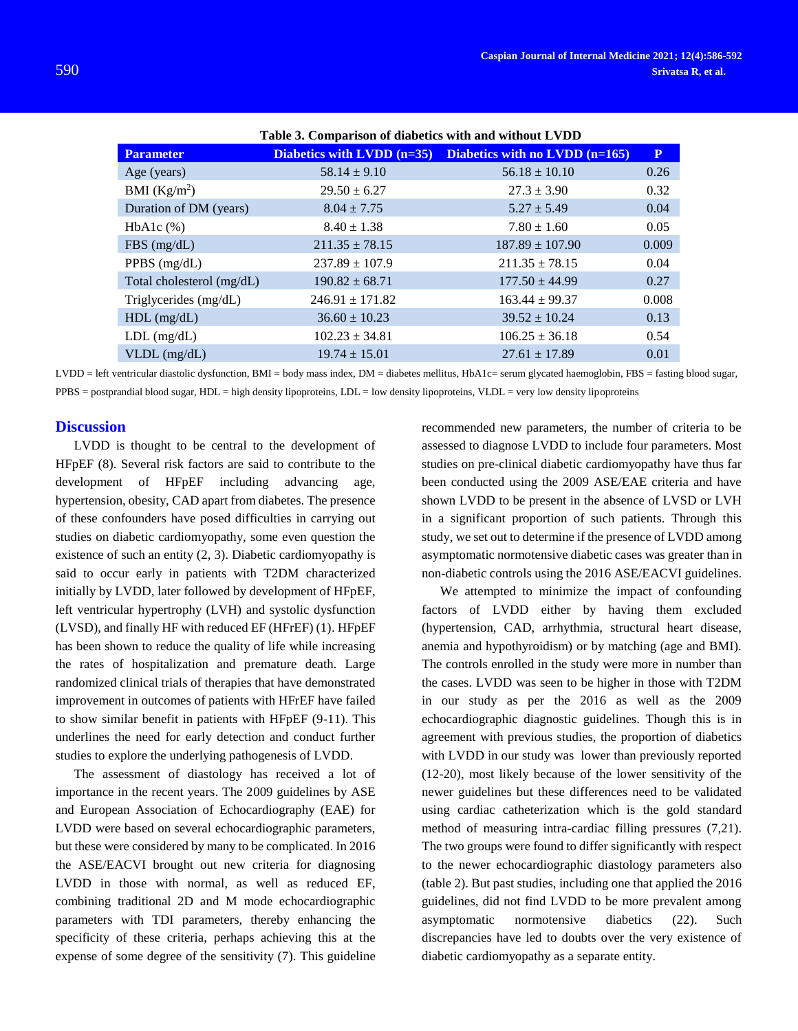**Table 3. Comparison of diabetics with and without LVDD**

| Parameter | Diabetics with LVDD (n=35) | Diabetics with no LVDD (n=165) | P |
|---|---|---|---|
| Age (years) | 58.14 ± 9.10 | 56.18 ± 10.10 | 0.26 |
| BMI (Kg/m$^2$) | 29.50 ± 6.27 | 27.3 ± 3.90 | 0.32 |
| Duration of DM (years) | 8.04 ± 7.75 | 5.27 ± 5.49 | 0.04 |
| HbA1c (%) | 8.40 ± 1.38 | 7.80 ± 1.60 | 0.05 |
| FBS (mg/dL) | 211.35 ± 78.15 | 187.89 ± 107.90 | 0.009 |
| PPBS (mg/dL) | 237.89 ± 107.9 | 211.35 ± 78.15 | 0.04 |
| Total cholesterol (mg/dL) | 190.82 ± 68.71 | 177.50 ± 44.99 | 0.27 |
| Triglycerides (mg/dL) | 246.91 ± 171.82 | 163.44 ± 99.37 | 0.008 |
| HDL (mg/dL) | 36.60 ± 10.23 | 39.52 ± 10.24 | 0.13 |
| LDL (mg/dL) | 102.23 ± 34.81 | 106.25 ± 36.18 | 0.54 |
| VLDL (mg/dL) | 19.74 ± 15.01 | 27.61 ± 17.89 | 0.01 |

LVDD = left ventricular diastolic dysfunction, BMI = body mass index, DM = diabetes mellitus, HbA1c= serum glycated haemoglobin, FBS = fasting blood sugar, PPBS = postprandial blood sugar, HDL = high density lipoproteins, LDL = low density lipoproteins, VLDL = very low density lipoproteins

## Discussion

LVDD is thought to be central to the development of HFpEF (8). Several risk factors are said to contribute to the development of HFpEF including advancing age, hypertension, obesity, CAD apart from diabetes. The presence of these confounders have posed difficulties in carrying out studies on diabetic cardiomyopathy, some even question the existence of such an entity (2, 3). Diabetic cardiomyopathy is said to occur early in patients with T2DM characterized initially by LVDD, later followed by development of HFpEF, left ventricular hypertrophy (LVH) and systolic dysfunction (LVSD), and finally HF with reduced EF (HFrEF) (1). HFpEF has been shown to reduce the quality of life while increasing the rates of hospitalization and premature death. Large randomized clinical trials of therapies that have demonstrated improvement in outcomes of patients with HFrEF have failed to show similar benefit in patients with HFpEF (9-11). This underlines the need for early detection and conduct further studies to explore the underlying pathogenesis of LVDD.

The assessment of diastology has received a lot of importance in the recent years. The 2009 guidelines by ASE and European Association of Echocardiography (EAE) for LVDD were based on several echocardiographic parameters, but these were considered by many to be complicated. In 2016 the ASE/EACVI brought out new criteria for diagnosing LVDD in those with normal, as well as reduced EF, combining traditional 2D and M mode echocardiographic parameters with TDI parameters, thereby enhancing the specificity of these criteria, perhaps achieving this at the expense of some degree of the sensitivity (7). This guideline recommended new parameters, the number of criteria to be assessed to diagnose LVDD to include four parameters. Most studies on pre-clinical diabetic cardiomyopathy have thus far been conducted using the 2009 ASE/EAE criteria and have shown LVDD to be present in the absence of LVSD or LVH in a significant proportion of such patients. Through this study, we set out to determine if the presence of LVDD among asymptomatic normotensive diabetic cases was greater than in non-diabetic controls using the 2016 ASE/EACVI guidelines.

We attempted to minimize the impact of confounding factors of LVDD either by having them excluded (hypertension, CAD, arrhythmia, structural heart disease, anemia and hypothyroidism) or by matching (age and BMI). The controls enrolled in the study were more in number than the cases. LVDD was seen to be higher in those with T2DM in our study as per the 2016 as well as the 2009 echocardiographic diagnostic guidelines. Though this is in agreement with previous studies, the proportion of diabetics with LVDD in our study was lower than previously reported (12-20), most likely because of the lower sensitivity of the newer guidelines but these differences need to be validated using cardiac catheterization which is the gold standard method of measuring intra-cardiac filling pressures (7,21). The two groups were found to differ significantly with respect to the newer echocardiographic diastology parameters also (table 2). But past studies, including one that applied the 2016 guidelines, did not find LVDD to be more prevalent among asymptomatic normotensive diabetics (22). Such discrepancies have led to doubts over the very existence of diabetic cardiomyopathy as a separate entity.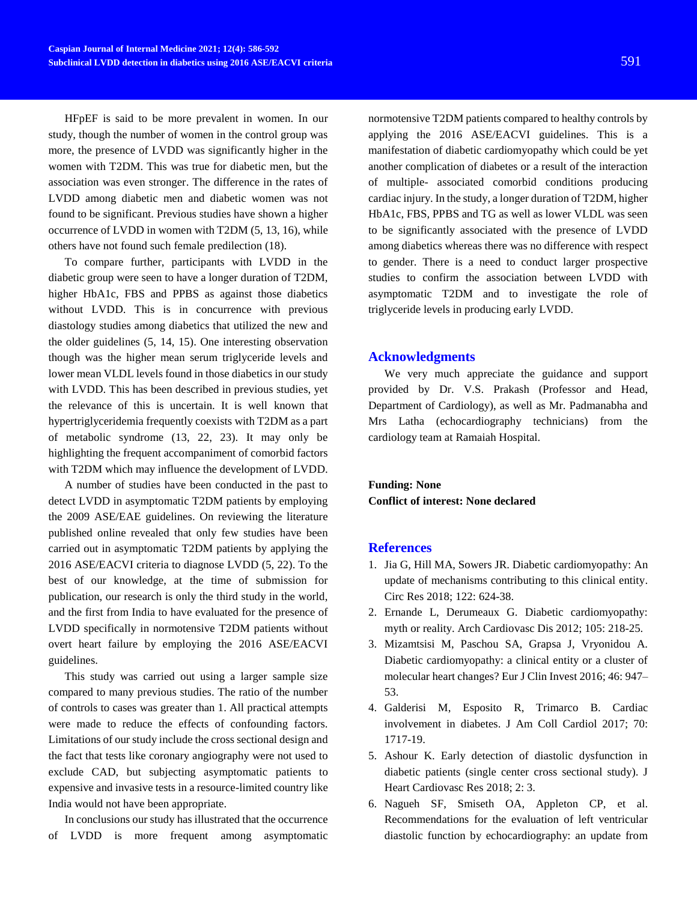HFpEF is said to be more prevalent in women. In our study, though the number of women in the control group was more, the presence of LVDD was significantly higher in the women with T2DM. This was true for diabetic men, but the association was even stronger. The difference in the rates of LVDD among diabetic men and diabetic women was not found to be significant. Previous studies have shown a higher occurrence of LVDD in women with T2DM (5, 13, 16), while others have not found such female predilection (18).

To compare further, participants with LVDD in the diabetic group were seen to have a longer duration of T2DM, higher HbA1c, FBS and PPBS as against those diabetics without LVDD. This is in concurrence with previous diastology studies among diabetics that utilized the new and the older guidelines (5, 14, 15). One interesting observation though was the higher mean serum triglyceride levels and lower mean VLDL levels found in those diabetics in our study with LVDD. This has been described in previous studies, yet the relevance of this is uncertain. It is well known that hypertriglyceridemia frequently coexists with T2DM as a part of metabolic syndrome (13, 22, 23). It may only be highlighting the frequent accompaniment of comorbid factors with T2DM which may influence the development of LVDD.

A number of studies have been conducted in the past to detect LVDD in asymptomatic T2DM patients by employing the 2009 ASE/EAE guidelines. On reviewing the literature published online revealed that only few studies have been carried out in asymptomatic T2DM patients by applying the 2016 ASE/EACVI criteria to diagnose LVDD (5, 22). To the best of our knowledge, at the time of submission for publication, our research is only the third study in the world, and the first from India to have evaluated for the presence of LVDD specifically in normotensive T2DM patients without overt heart failure by employing the 2016 ASE/EACVI guidelines.

This study was carried out using a larger sample size compared to many previous studies. The ratio of the number of controls to cases was greater than 1. All practical attempts were made to reduce the effects of confounding factors. Limitations of our study include the cross sectional design and the fact that tests like coronary angiography were not used to exclude CAD, but subjecting asymptomatic patients to expensive and invasive tests in a resource-limited country like India would not have been appropriate.

In conclusions our study has illustrated that the occurrence of LVDD is more frequent among asymptomatic normotensive T2DM patients compared to healthy controls by applying the 2016 ASE/EACVI guidelines. This is a manifestation of diabetic cardiomyopathy which could be yet another complication of diabetes or a result of the interaction of multiple- associated comorbid conditions producing cardiac injury. In the study, a longer duration of T2DM, higher HbA1c, FBS, PPBS and TG as well as lower VLDL was seen to be significantly associated with the presence of LVDD among diabetics whereas there was no difference with respect to gender. There is a need to conduct larger prospective studies to confirm the association between LVDD with asymptomatic T2DM and to investigate the role of triglyceride levels in producing early LVDD.

## Acknowledgments

We very much appreciate the guidance and support provided by Dr. V.S. Prakash (Professor and Head, Department of Cardiology), as well as Mr. Padmanabha and Mrs Latha (echocardiography technicians) from the cardiology team at Ramaiah Hospital.

**Funding: None**

**Conflict of interest: None declared**

## References

1. Jia G, Hill MA, Sowers JR. Diabetic cardiomyopathy: An update of mechanisms contributing to this clinical entity. Circ Res 2018; 122: 624-38.
2. Ernande L, Derumeaux G. Diabetic cardiomyopathy: myth or reality. Arch Cardiovasc Dis 2012; 105: 218-25.
3. Mizamtsisi M, Paschou SA, Grapsa J, Vryonidou A. Diabetic cardiomyopathy: a clinical entity or a cluster of molecular heart changes? Eur J Clin Invest 2016; 46: 947–53.
4. Galderisi M, Esposito R, Trimarco B. Cardiac involvement in diabetes. J Am Coll Cardiol 2017; 70: 1717-19.
5. Ashour K. Early detection of diastolic dysfunction in diabetic patients (single center cross sectional study). J Heart Cardiovasc Res 2018; 2: 3.
6. Nagueh SF, Smiseth OA, Appleton CP, et al. Recommendations for the evaluation of left ventricular diastolic function by echocardiography: an update from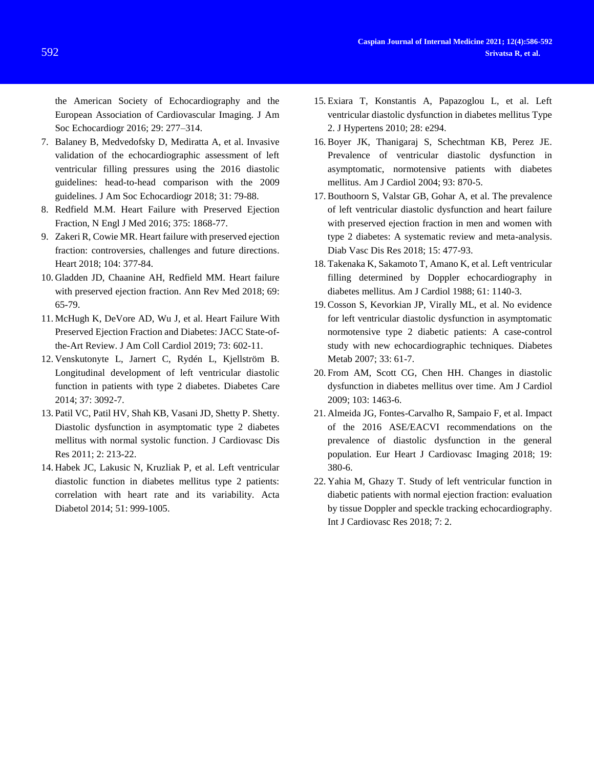the American Society of Echocardiography and the European Association of Cardiovascular Imaging. J Am Soc Echocardiogr 2016; 29: 277–314.

7. Balaney B, Medvedofsky D, Mediratta A, et al. Invasive validation of the echocardiographic assessment of left ventricular filling pressures using the 2016 diastolic guidelines: head-to-head comparison with the 2009 guidelines. J Am Soc Echocardiogr 2018; 31: 79-88.
8. Redfield M.M. Heart Failure with Preserved Ejection Fraction, N Engl J Med 2016; 375: 1868-77.
9. Zakeri R, Cowie MR. Heart failure with preserved ejection fraction: controversies, challenges and future directions. Heart 2018; 104: 377-84.
10. Gladden JD, Chaanine AH, Redfield MM. Heart failure with preserved ejection fraction. Ann Rev Med 2018; 69: 65-79.
11. McHugh K, DeVore AD, Wu J, et al. Heart Failure With Preserved Ejection Fraction and Diabetes: JACC State-of-the-Art Review. J Am Coll Cardiol 2019; 73: 602-11.
12. Venskutonyte L, Jarnert C, Rydén L, Kjellström B. Longitudinal development of left ventricular diastolic function in patients with type 2 diabetes. Diabetes Care 2014; 37: 3092-7.
13. Patil VC, Patil HV, Shah KB, Vasani JD, Shetty P. Shetty. Diastolic dysfunction in asymptomatic type 2 diabetes mellitus with normal systolic function. J Cardiovasc Dis Res 2011; 2: 213-22.
14. Habek JC, Lakusic N, Kruzliak P, et al. Left ventricular diastolic function in diabetes mellitus type 2 patients: correlation with heart rate and its variability. Acta Diabetol 2014; 51: 999-1005.
15. Exiara T, Konstantis A, Papazoglou L, et al. Left ventricular diastolic dysfunction in diabetes mellitus Type 2. J Hypertens 2010; 28: e294.
16. Boyer JK, Thanigaraj S, Schechtman KB, Perez JE. Prevalence of ventricular diastolic dysfunction in asymptomatic, normotensive patients with diabetes mellitus. Am J Cardiol 2004; 93: 870-5.
17. Bouthoorn S, Valstar GB, Gohar A, et al. The prevalence of left ventricular diastolic dysfunction and heart failure with preserved ejection fraction in men and women with type 2 diabetes: A systematic review and meta-analysis. Diab Vasc Dis Res 2018; 15: 477-93.
18. Takenaka K, Sakamoto T, Amano K, et al. Left ventricular filling determined by Doppler echocardiography in diabetes mellitus. Am J Cardiol 1988; 61: 1140-3.
19. Cosson S, Kevorkian JP, Virally ML, et al. No evidence for left ventricular diastolic dysfunction in asymptomatic normotensive type 2 diabetic patients: A case-control study with new echocardiographic techniques. Diabetes Metab 2007; 33: 61-7.
20. From AM, Scott CG, Chen HH. Changes in diastolic dysfunction in diabetes mellitus over time. Am J Cardiol 2009; 103: 1463-6.
21. Almeida JG, Fontes-Carvalho R, Sampaio F, et al. Impact of the 2016 ASE/EACVI recommendations on the prevalence of diastolic dysfunction in the general population. Eur Heart J Cardiovasc Imaging 2018; 19: 380-6.
22. Yahia M, Ghazy T. Study of left ventricular function in diabetic patients with normal ejection fraction: evaluation by tissue Doppler and speckle tracking echocardiography. Int J Cardiovasc Res 2018; 7: 2.